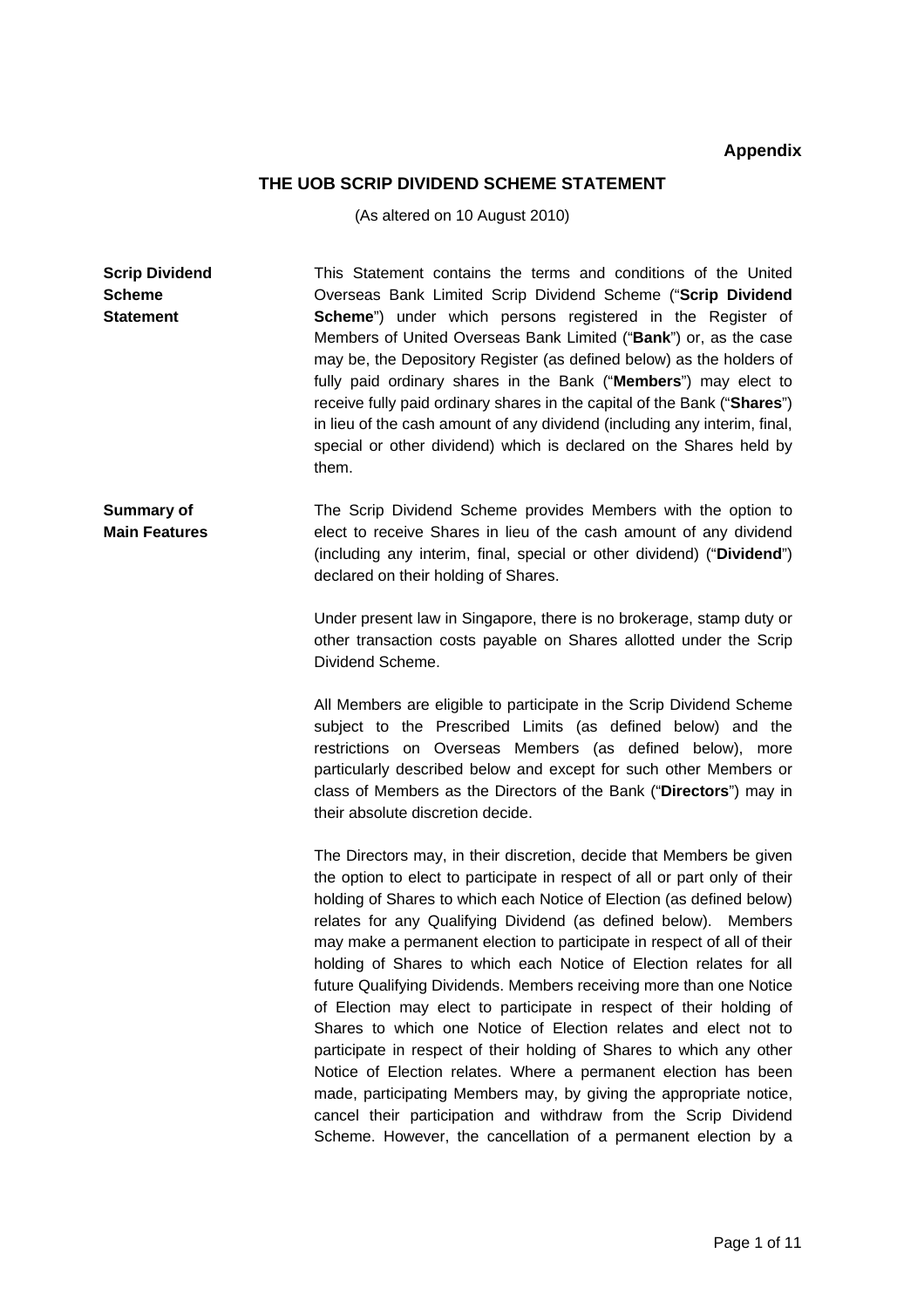**Appendix**

## THE UOB SCRIP DIVIDEND SCHEME STATEMENT

(As altered on 10 August 2010)

**Scrip Dividend Scheme Statement**

This Statement contains the terms and conditions of the United Overseas Bank Limited Scrip Dividend Scheme ("**Scrip Dividend Scheme**") under which persons registered in the Register of Members of United Overseas Bank Limited ("**Bank**") or, as the case may be, the Depository Register (as defined below) as the holders of fully paid ordinary shares in the Bank ("**Members**") may elect to receive fully paid ordinary shares in the capital of the Bank ("**Shares**") in lieu of the cash amount of any dividend (including any interim, final, special or other dividend) which is declared on the Shares held by them.

**Summary of Main Features**

The Scrip Dividend Scheme provides Members with the option to elect to receive Shares in lieu of the cash amount of any dividend (including any interim, final, special or other dividend) ("**Dividend**") declared on their holding of Shares.

Under present law in Singapore, there is no brokerage, stamp duty or other transaction costs payable on Shares allotted under the Scrip Dividend Scheme.

All Members are eligible to participate in the Scrip Dividend Scheme subject to the Prescribed Limits (as defined below) and the restrictions on Overseas Members (as defined below), more particularly described below and except for such other Members or class of Members as the Directors of the Bank ("**Directors**") may in their absolute discretion decide.

The Directors may, in their discretion, decide that Members be given the option to elect to participate in respect of all or part only of their holding of Shares to which each Notice of Election (as defined below) relates for any Qualifying Dividend (as defined below). Members may make a permanent election to participate in respect of all of their holding of Shares to which each Notice of Election relates for all future Qualifying Dividends. Members receiving more than one Notice of Election may elect to participate in respect of their holding of Shares to which one Notice of Election relates and elect not to participate in respect of their holding of Shares to which any other Notice of Election relates. Where a permanent election has been made, participating Members may, by giving the appropriate notice, cancel their participation and withdraw from the Scrip Dividend Scheme. However, the cancellation of a permanent election by a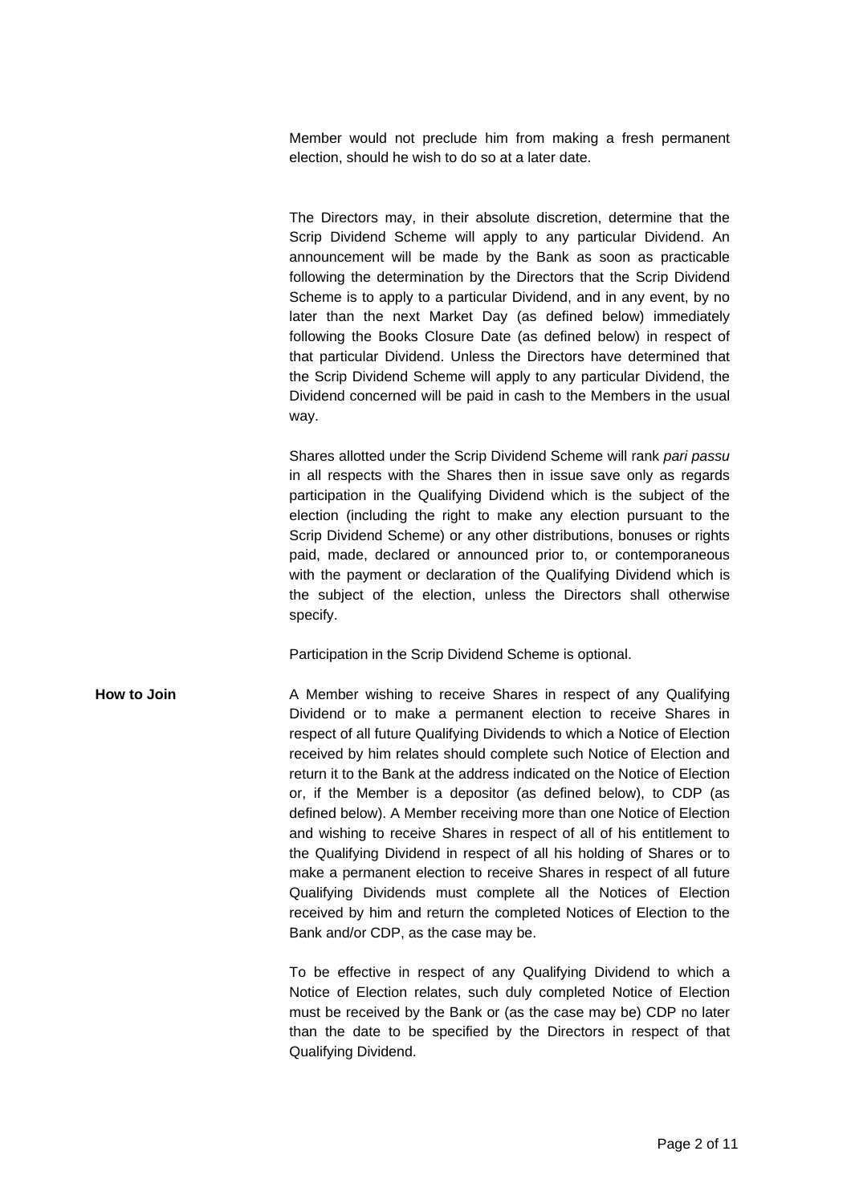Member would not preclude him from making a fresh permanent election, should he wish to do so at a later date.

The Directors may, in their absolute discretion, determine that the Scrip Dividend Scheme will apply to any particular Dividend. An announcement will be made by the Bank as soon as practicable following the determination by the Directors that the Scrip Dividend Scheme is to apply to a particular Dividend, and in any event, by no later than the next Market Day (as defined below) immediately following the Books Closure Date (as defined below) in respect of that particular Dividend. Unless the Directors have determined that the Scrip Dividend Scheme will apply to any particular Dividend, the Dividend concerned will be paid in cash to the Members in the usual way.

Shares allotted under the Scrip Dividend Scheme will rank *pari passu* in all respects with the Shares then in issue save only as regards participation in the Qualifying Dividend which is the subject of the election (including the right to make any election pursuant to the Scrip Dividend Scheme) or any other distributions, bonuses or rights paid, made, declared or announced prior to, or contemporaneous with the payment or declaration of the Qualifying Dividend which is the subject of the election, unless the Directors shall otherwise specify.

Participation in the Scrip Dividend Scheme is optional.

**How to Join**

A Member wishing to receive Shares in respect of any Qualifying Dividend or to make a permanent election to receive Shares in respect of all future Qualifying Dividends to which a Notice of Election received by him relates should complete such Notice of Election and return it to the Bank at the address indicated on the Notice of Election or, if the Member is a depositor (as defined below), to CDP (as defined below). A Member receiving more than one Notice of Election and wishing to receive Shares in respect of all of his entitlement to the Qualifying Dividend in respect of all his holding of Shares or to make a permanent election to receive Shares in respect of all future Qualifying Dividends must complete all the Notices of Election received by him and return the completed Notices of Election to the Bank and/or CDP, as the case may be.

To be effective in respect of any Qualifying Dividend to which a Notice of Election relates, such duly completed Notice of Election must be received by the Bank or (as the case may be) CDP no later than the date to be specified by the Directors in respect of that Qualifying Dividend.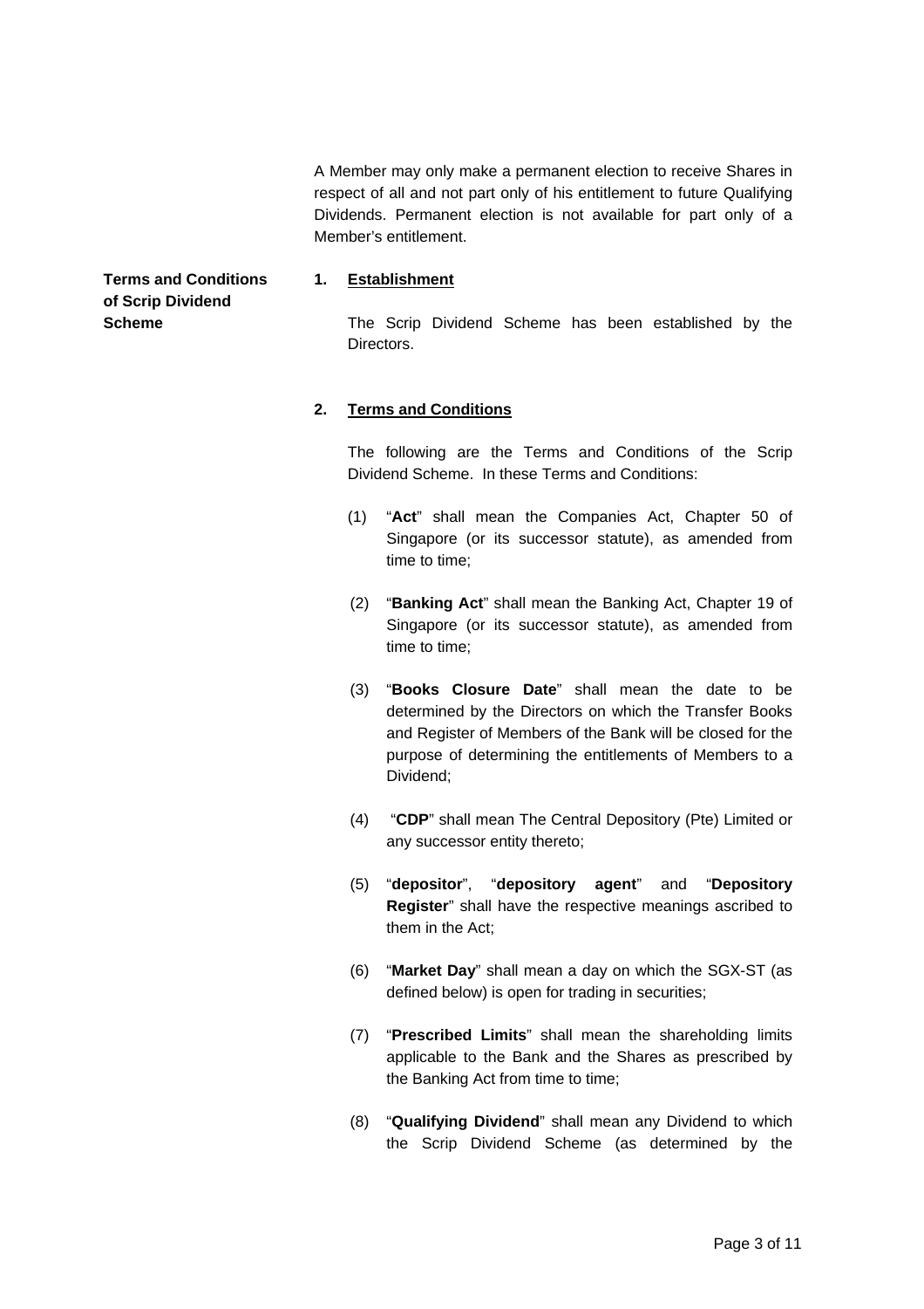A Member may only make a permanent election to receive Shares in respect of all and not part only of his entitlement to future Qualifying Dividends. Permanent election is not available for part only of a Member's entitlement.

**Terms and Conditions of Scrip Dividend Scheme**

**1. <u>Establishment</u>**

The Scrip Dividend Scheme has been established by the Directors.

**2. <u>Terms and Conditions</u>**

The following are the Terms and Conditions of the Scrip Dividend Scheme. In these Terms and Conditions:

(1) "**Act**" shall mean the Companies Act, Chapter 50 of Singapore (or its successor statute), as amended from time to time;

(2) "**Banking Act**" shall mean the Banking Act, Chapter 19 of Singapore (or its successor statute), as amended from time to time;

(3) "**Books Closure Date**" shall mean the date to be determined by the Directors on which the Transfer Books and Register of Members of the Bank will be closed for the purpose of determining the entitlements of Members to a Dividend;

(4) "**CDP**" shall mean The Central Depository (Pte) Limited or any successor entity thereto;

(5) "**depositor**", "**depository agent**" and "**Depository Register**" shall have the respective meanings ascribed to them in the Act;

(6) "**Market Day**" shall mean a day on which the SGX-ST (as defined below) is open for trading in securities;

(7) "**Prescribed Limits**" shall mean the shareholding limits applicable to the Bank and the Shares as prescribed by the Banking Act from time to time;

(8) "**Qualifying Dividend**" shall mean any Dividend to which the Scrip Dividend Scheme (as determined by the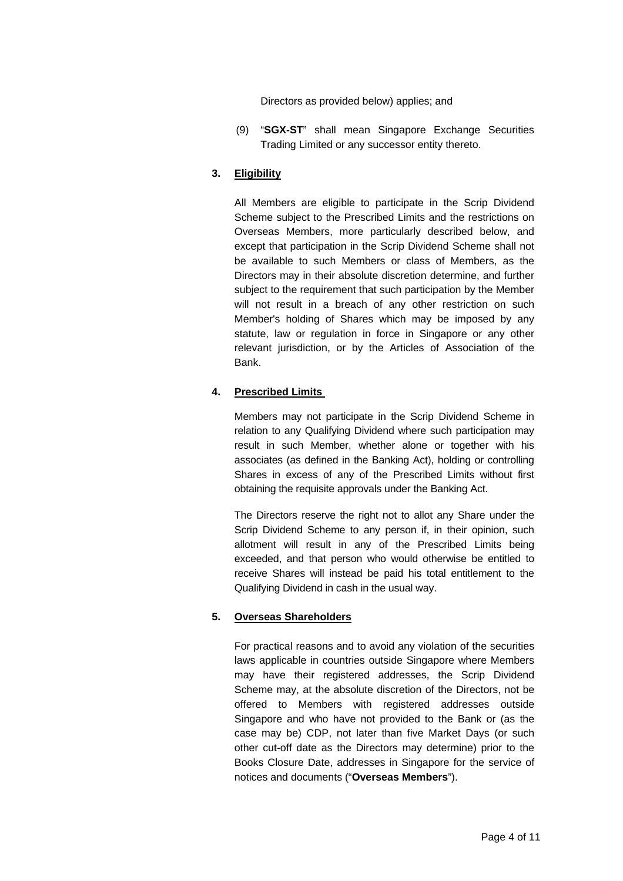Directors as provided below) applies; and

(9) "**SGX-ST**" shall mean Singapore Exchange Securities Trading Limited or any successor entity thereto.

**3. <u>Eligibility</u>**

All Members are eligible to participate in the Scrip Dividend Scheme subject to the Prescribed Limits and the restrictions on Overseas Members, more particularly described below, and except that participation in the Scrip Dividend Scheme shall not be available to such Members or class of Members, as the Directors may in their absolute discretion determine, and further subject to the requirement that such participation by the Member will not result in a breach of any other restriction on such Member's holding of Shares which may be imposed by any statute, law or regulation in force in Singapore or any other relevant jurisdiction, or by the Articles of Association of the Bank.

**4. <u>Prescribed Limits</u>**

Members may not participate in the Scrip Dividend Scheme in relation to any Qualifying Dividend where such participation may result in such Member, whether alone or together with his associates (as defined in the Banking Act), holding or controlling Shares in excess of any of the Prescribed Limits without first obtaining the requisite approvals under the Banking Act.

The Directors reserve the right not to allot any Share under the Scrip Dividend Scheme to any person if, in their opinion, such allotment will result in any of the Prescribed Limits being exceeded, and that person who would otherwise be entitled to receive Shares will instead be paid his total entitlement to the Qualifying Dividend in cash in the usual way.

**5. <u>Overseas Shareholders</u>**

For practical reasons and to avoid any violation of the securities laws applicable in countries outside Singapore where Members may have their registered addresses, the Scrip Dividend Scheme may, at the absolute discretion of the Directors, not be offered to Members with registered addresses outside Singapore and who have not provided to the Bank or (as the case may be) CDP, not later than five Market Days (or such other cut-off date as the Directors may determine) prior to the Books Closure Date, addresses in Singapore for the service of notices and documents ("**Overseas Members**").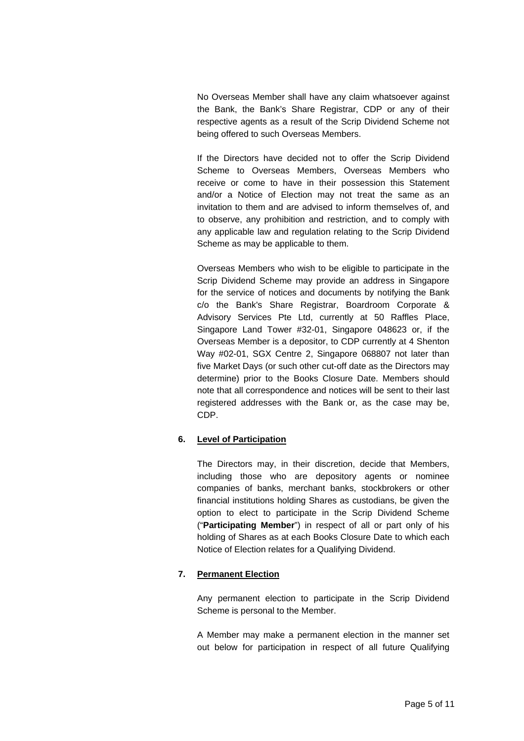No Overseas Member shall have any claim whatsoever against the Bank, the Bank's Share Registrar, CDP or any of their respective agents as a result of the Scrip Dividend Scheme not being offered to such Overseas Members.

If the Directors have decided not to offer the Scrip Dividend Scheme to Overseas Members, Overseas Members who receive or come to have in their possession this Statement and/or a Notice of Election may not treat the same as an invitation to them and are advised to inform themselves of, and to observe, any prohibition and restriction, and to comply with any applicable law and regulation relating to the Scrip Dividend Scheme as may be applicable to them.

Overseas Members who wish to be eligible to participate in the Scrip Dividend Scheme may provide an address in Singapore for the service of notices and documents by notifying the Bank c/o the Bank's Share Registrar, Boardroom Corporate & Advisory Services Pte Ltd, currently at 50 Raffles Place, Singapore Land Tower #32-01, Singapore 048623 or, if the Overseas Member is a depositor, to CDP currently at 4 Shenton Way #02-01, SGX Centre 2, Singapore 068807 not later than five Market Days (or such other cut-off date as the Directors may determine) prior to the Books Closure Date. Members should note that all correspondence and notices will be sent to their last registered addresses with the Bank or, as the case may be, CDP.

**6. Level of Participation**

The Directors may, in their discretion, decide that Members, including those who are depository agents or nominee companies of banks, merchant banks, stockbrokers or other financial institutions holding Shares as custodians, be given the option to elect to participate in the Scrip Dividend Scheme ("**Participating Member**") in respect of all or part only of his holding of Shares as at each Books Closure Date to which each Notice of Election relates for a Qualifying Dividend.

**7. Permanent Election**

Any permanent election to participate in the Scrip Dividend Scheme is personal to the Member.

A Member may make a permanent election in the manner set out below for participation in respect of all future Qualifying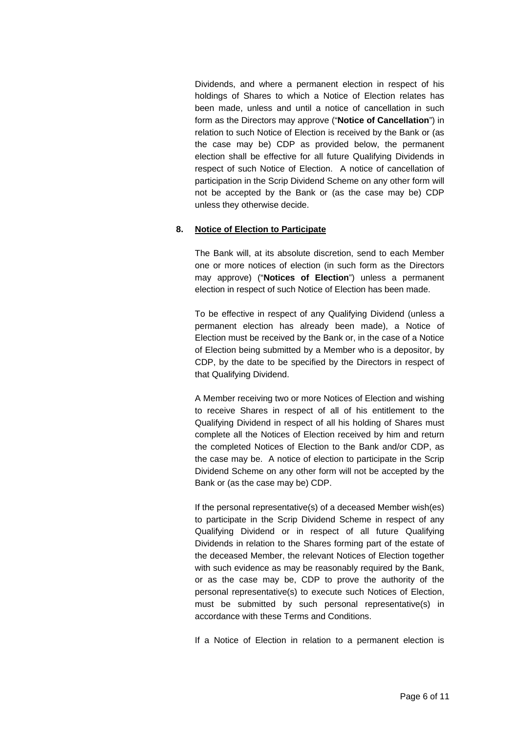Dividends, and where a permanent election in respect of his holdings of Shares to which a Notice of Election relates has been made, unless and until a notice of cancellation in such form as the Directors may approve ("**Notice of Cancellation**") in relation to such Notice of Election is received by the Bank or (as the case may be) CDP as provided below, the permanent election shall be effective for all future Qualifying Dividends in respect of such Notice of Election. A notice of cancellation of participation in the Scrip Dividend Scheme on any other form will not be accepted by the Bank or (as the case may be) CDP unless they otherwise decide.

**8. <u>Notice of Election to Participate</u>**

The Bank will, at its absolute discretion, send to each Member one or more notices of election (in such form as the Directors may approve) ("**Notices of Election**") unless a permanent election in respect of such Notice of Election has been made.

To be effective in respect of any Qualifying Dividend (unless a permanent election has already been made), a Notice of Election must be received by the Bank or, in the case of a Notice of Election being submitted by a Member who is a depositor, by CDP, by the date to be specified by the Directors in respect of that Qualifying Dividend.

A Member receiving two or more Notices of Election and wishing to receive Shares in respect of all of his entitlement to the Qualifying Dividend in respect of all his holding of Shares must complete all the Notices of Election received by him and return the completed Notices of Election to the Bank and/or CDP, as the case may be. A notice of election to participate in the Scrip Dividend Scheme on any other form will not be accepted by the Bank or (as the case may be) CDP.

If the personal representative(s) of a deceased Member wish(es) to participate in the Scrip Dividend Scheme in respect of any Qualifying Dividend or in respect of all future Qualifying Dividends in relation to the Shares forming part of the estate of the deceased Member, the relevant Notices of Election together with such evidence as may be reasonably required by the Bank, or as the case may be, CDP to prove the authority of the personal representative(s) to execute such Notices of Election, must be submitted by such personal representative(s) in accordance with these Terms and Conditions.

If a Notice of Election in relation to a permanent election is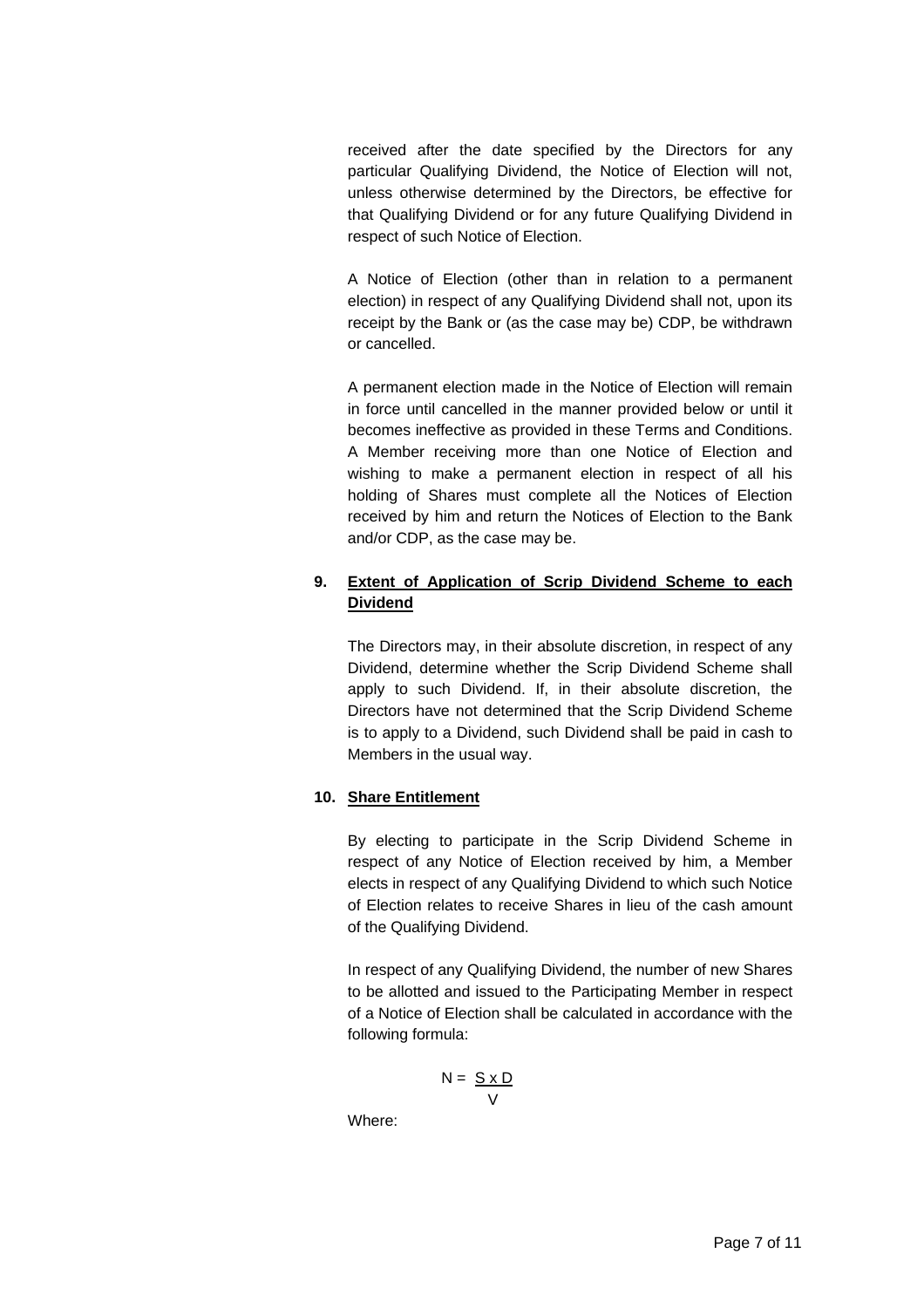received after the date specified by the Directors for any particular Qualifying Dividend, the Notice of Election will not, unless otherwise determined by the Directors, be effective for that Qualifying Dividend or for any future Qualifying Dividend in respect of such Notice of Election.

A Notice of Election (other than in relation to a permanent election) in respect of any Qualifying Dividend shall not, upon its receipt by the Bank or (as the case may be) CDP, be withdrawn or cancelled.

A permanent election made in the Notice of Election will remain in force until cancelled in the manner provided below or until it becomes ineffective as provided in these Terms and Conditions. A Member receiving more than one Notice of Election and wishing to make a permanent election in respect of all his holding of Shares must complete all the Notices of Election received by him and return the Notices of Election to the Bank and/or CDP, as the case may be.

**9. <u>Extent of Application of Scrip Dividend Scheme to each Dividend</u>**

The Directors may, in their absolute discretion, in respect of any Dividend, determine whether the Scrip Dividend Scheme shall apply to such Dividend. If, in their absolute discretion, the Directors have not determined that the Scrip Dividend Scheme is to apply to a Dividend, such Dividend shall be paid in cash to Members in the usual way.

**10. <u>Share Entitlement</u>**

By electing to participate in the Scrip Dividend Scheme in respect of any Notice of Election received by him, a Member elects in respect of any Qualifying Dividend to which such Notice of Election relates to receive Shares in lieu of the cash amount of the Qualifying Dividend.

In respect of any Qualifying Dividend, the number of new Shares to be allotted and issued to the Participating Member in respect of a Notice of Election shall be calculated in accordance with the following formula:

$$N = \frac{S \times D}{V}$$

Where: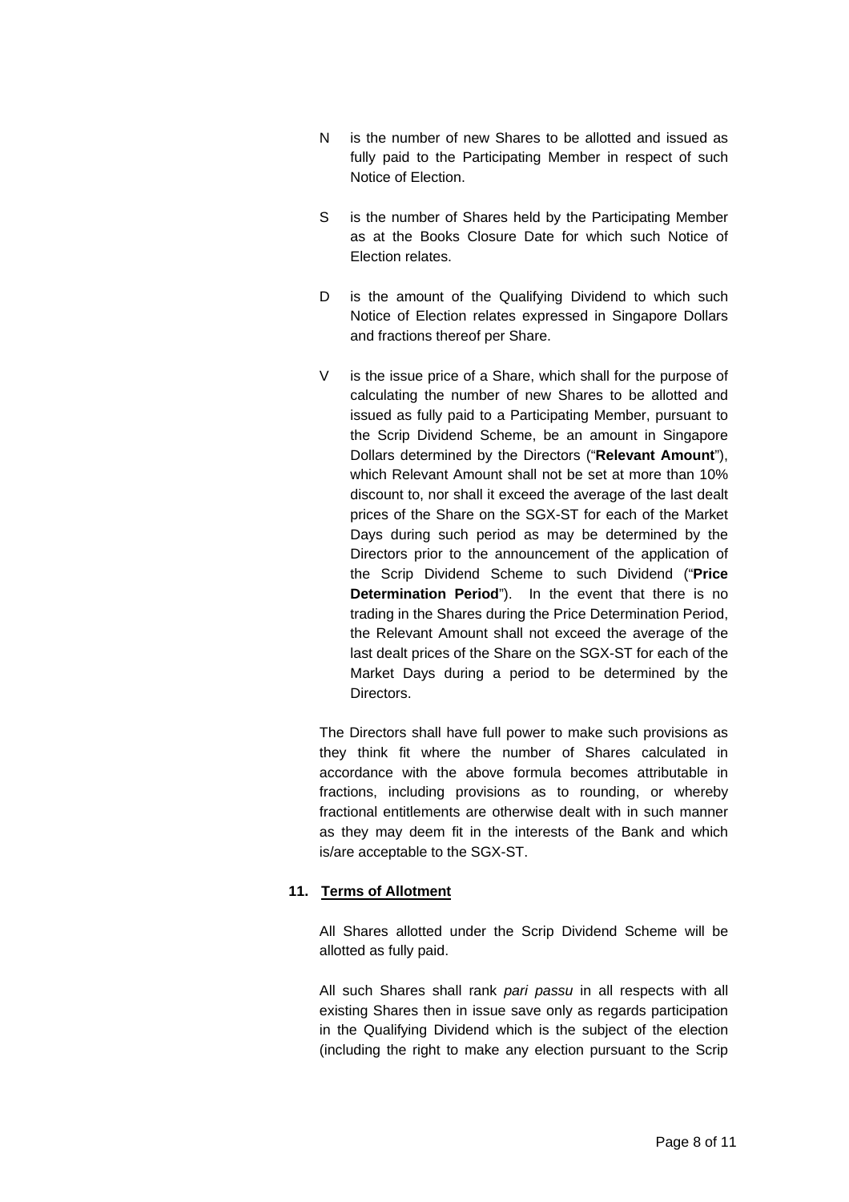N is the number of new Shares to be allotted and issued as fully paid to the Participating Member in respect of such Notice of Election.

S is the number of Shares held by the Participating Member as at the Books Closure Date for which such Notice of Election relates.

D is the amount of the Qualifying Dividend to which such Notice of Election relates expressed in Singapore Dollars and fractions thereof per Share.

V is the issue price of a Share, which shall for the purpose of calculating the number of new Shares to be allotted and issued as fully paid to a Participating Member, pursuant to the Scrip Dividend Scheme, be an amount in Singapore Dollars determined by the Directors ("**Relevant Amount**"), which Relevant Amount shall not be set at more than 10% discount to, nor shall it exceed the average of the last dealt prices of the Share on the SGX-ST for each of the Market Days during such period as may be determined by the Directors prior to the announcement of the application of the Scrip Dividend Scheme to such Dividend ("**Price Determination Period**"). In the event that there is no trading in the Shares during the Price Determination Period, the Relevant Amount shall not exceed the average of the last dealt prices of the Share on the SGX-ST for each of the Market Days during a period to be determined by the Directors.

The Directors shall have full power to make such provisions as they think fit where the number of Shares calculated in accordance with the above formula becomes attributable in fractions, including provisions as to rounding, or whereby fractional entitlements are otherwise dealt with in such manner as they may deem fit in the interests of the Bank and which is/are acceptable to the SGX-ST.

**11. Terms of Allotment**

All Shares allotted under the Scrip Dividend Scheme will be allotted as fully paid.

All such Shares shall rank *pari passu* in all respects with all existing Shares then in issue save only as regards participation in the Qualifying Dividend which is the subject of the election (including the right to make any election pursuant to the Scrip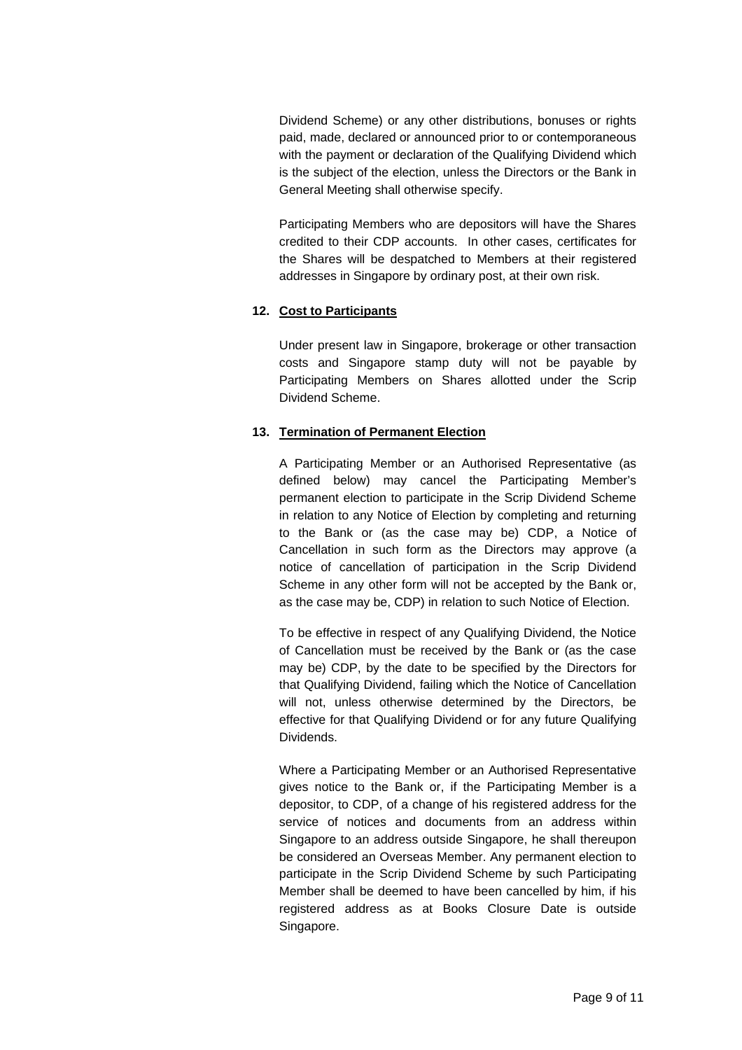Dividend Scheme) or any other distributions, bonuses or rights paid, made, declared or announced prior to or contemporaneous with the payment or declaration of the Qualifying Dividend which is the subject of the election, unless the Directors or the Bank in General Meeting shall otherwise specify.

Participating Members who are depositors will have the Shares credited to their CDP accounts. In other cases, certificates for the Shares will be despatched to Members at their registered addresses in Singapore by ordinary post, at their own risk.

**12. Cost to Participants**

Under present law in Singapore, brokerage or other transaction costs and Singapore stamp duty will not be payable by Participating Members on Shares allotted under the Scrip Dividend Scheme.

**13. Termination of Permanent Election**

A Participating Member or an Authorised Representative (as defined below) may cancel the Participating Member's permanent election to participate in the Scrip Dividend Scheme in relation to any Notice of Election by completing and returning to the Bank or (as the case may be) CDP, a Notice of Cancellation in such form as the Directors may approve (a notice of cancellation of participation in the Scrip Dividend Scheme in any other form will not be accepted by the Bank or, as the case may be, CDP) in relation to such Notice of Election.

To be effective in respect of any Qualifying Dividend, the Notice of Cancellation must be received by the Bank or (as the case may be) CDP, by the date to be specified by the Directors for that Qualifying Dividend, failing which the Notice of Cancellation will not, unless otherwise determined by the Directors, be effective for that Qualifying Dividend or for any future Qualifying Dividends.

Where a Participating Member or an Authorised Representative gives notice to the Bank or, if the Participating Member is a depositor, to CDP, of a change of his registered address for the service of notices and documents from an address within Singapore to an address outside Singapore, he shall thereupon be considered an Overseas Member. Any permanent election to participate in the Scrip Dividend Scheme by such Participating Member shall be deemed to have been cancelled by him, if his registered address as at Books Closure Date is outside Singapore.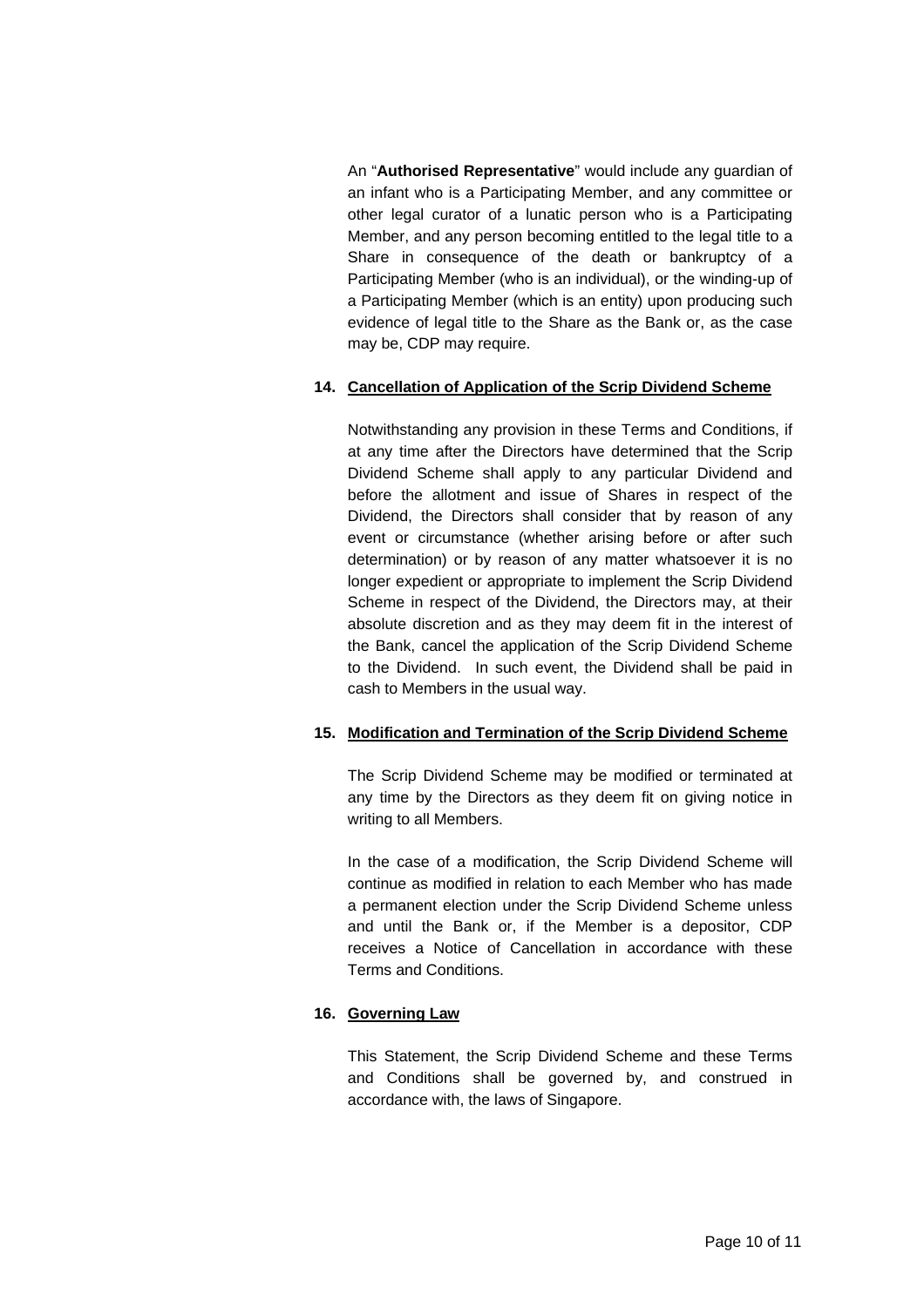An "**Authorised Representative**" would include any guardian of an infant who is a Participating Member, and any committee or other legal curator of a lunatic person who is a Participating Member, and any person becoming entitled to the legal title to a Share in consequence of the death or bankruptcy of a Participating Member (who is an individual), or the winding-up of a Participating Member (which is an entity) upon producing such evidence of legal title to the Share as the Bank or, as the case may be, CDP may require.

**14. <u>Cancellation of Application of the Scrip Dividend Scheme</u>**

Notwithstanding any provision in these Terms and Conditions, if at any time after the Directors have determined that the Scrip Dividend Scheme shall apply to any particular Dividend and before the allotment and issue of Shares in respect of the Dividend, the Directors shall consider that by reason of any event or circumstance (whether arising before or after such determination) or by reason of any matter whatsoever it is no longer expedient or appropriate to implement the Scrip Dividend Scheme in respect of the Dividend, the Directors may, at their absolute discretion and as they may deem fit in the interest of the Bank, cancel the application of the Scrip Dividend Scheme to the Dividend. In such event, the Dividend shall be paid in cash to Members in the usual way.

**15. <u>Modification and Termination of the Scrip Dividend Scheme</u>**

The Scrip Dividend Scheme may be modified or terminated at any time by the Directors as they deem fit on giving notice in writing to all Members.

In the case of a modification, the Scrip Dividend Scheme will continue as modified in relation to each Member who has made a permanent election under the Scrip Dividend Scheme unless and until the Bank or, if the Member is a depositor, CDP receives a Notice of Cancellation in accordance with these Terms and Conditions.

**16. <u>Governing Law</u>**

This Statement, the Scrip Dividend Scheme and these Terms and Conditions shall be governed by, and construed in accordance with, the laws of Singapore.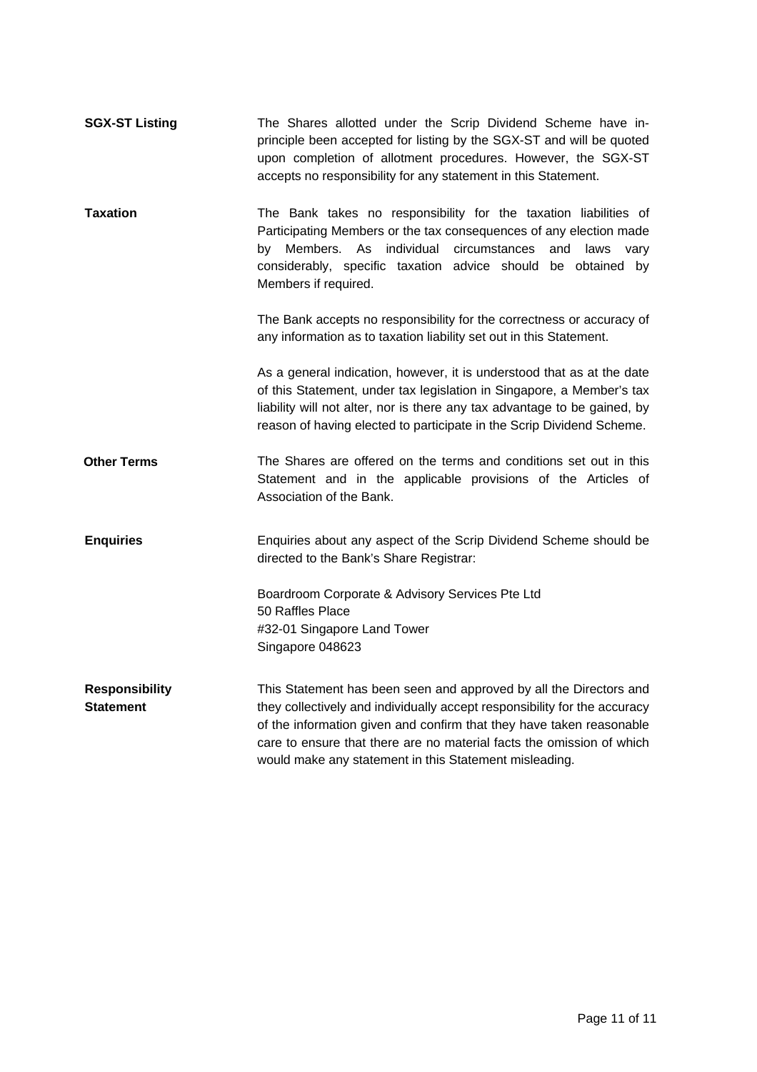**SGX-ST Listing**

The Shares allotted under the Scrip Dividend Scheme have in-principle been accepted for listing by the SGX-ST and will be quoted upon completion of allotment procedures. However, the SGX-ST accepts no responsibility for any statement in this Statement.

**Taxation**

The Bank takes no responsibility for the taxation liabilities of Participating Members or the tax consequences of any election made by Members. As individual circumstances and laws vary considerably, specific taxation advice should be obtained by Members if required.

The Bank accepts no responsibility for the correctness or accuracy of any information as to taxation liability set out in this Statement.

As a general indication, however, it is understood that as at the date of this Statement, under tax legislation in Singapore, a Member's tax liability will not alter, nor is there any tax advantage to be gained, by reason of having elected to participate in the Scrip Dividend Scheme.

**Other Terms**

The Shares are offered on the terms and conditions set out in this Statement and in the applicable provisions of the Articles of Association of the Bank.

**Enquiries**

Enquiries about any aspect of the Scrip Dividend Scheme should be directed to the Bank's Share Registrar:

Boardroom Corporate & Advisory Services Pte Ltd
50 Raffles Place
#32-01 Singapore Land Tower
Singapore 048623

**Responsibility Statement**

This Statement has been seen and approved by all the Directors and they collectively and individually accept responsibility for the accuracy of the information given and confirm that they have taken reasonable care to ensure that there are no material facts the omission of which would make any statement in this Statement misleading.